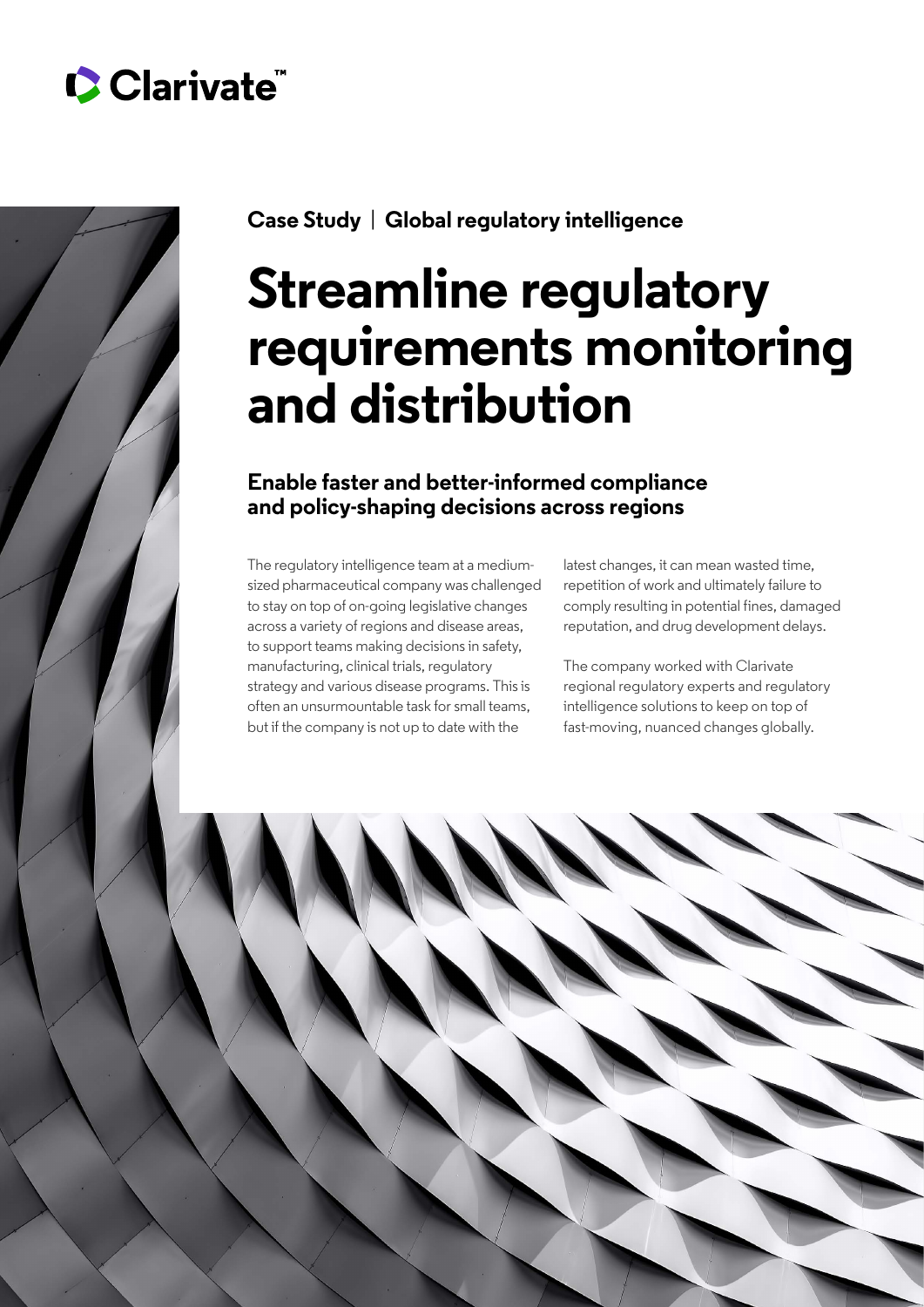Clarivate™

**Case Study | Global regulatory intelligence**

# Streamline regulatory requirements monitoring and distribution

## Enable faster and better-informed compliance and policy-shaping decisions across regions

The regulatory intelligence team at a medium-sized pharmaceutical company was challenged to stay on top of on-going legislative changes across a variety of regions and disease areas, to support teams making decisions in safety, manufacturing, clinical trials, regulatory strategy and various disease programs. This is often an unsurmountable task for small teams, but if the company is not up to date with the latest changes, it can mean wasted time, repetition of work and ultimately failure to comply resulting in potential fines, damaged reputation, and drug development delays.

The company worked with Clarivate regional regulatory experts and regulatory intelligence solutions to keep on top of fast-moving, nuanced changes globally.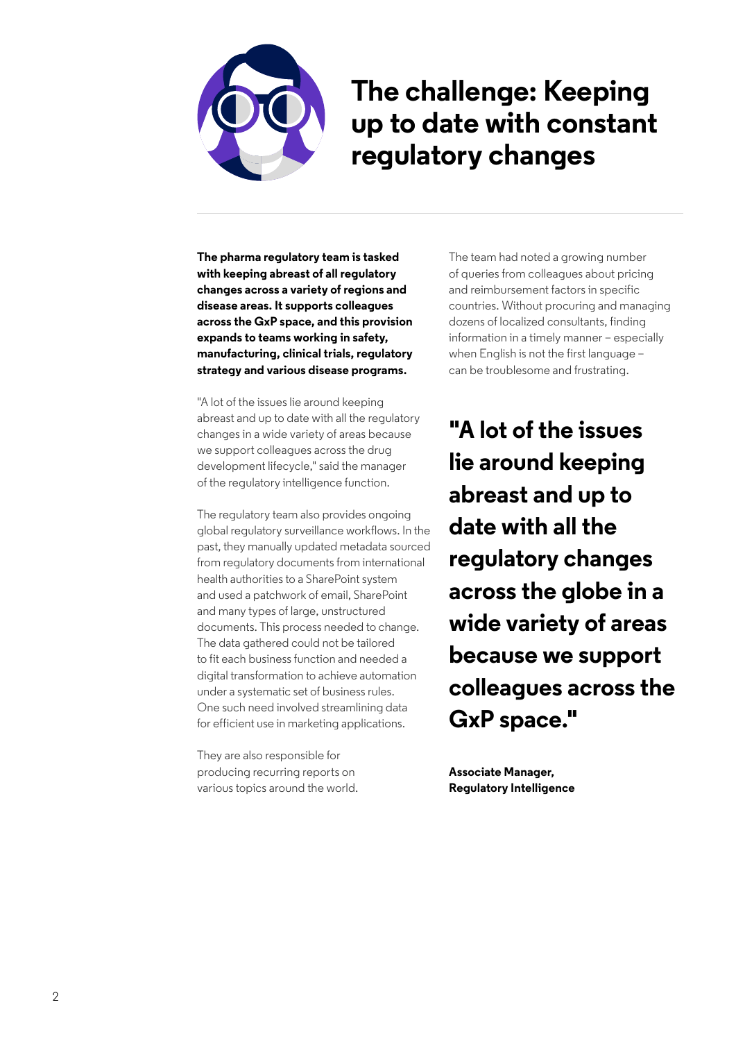# The challenge: Keeping up to date with constant regulatory changes

**The pharma regulatory team is tasked with keeping abreast of all regulatory changes across a variety of regions and disease areas. It supports colleagues across the GxP space, and this provision expands to teams working in safety, manufacturing, clinical trials, regulatory strategy and various disease programs.**

"A lot of the issues lie around keeping abreast and up to date with all the regulatory changes in a wide variety of areas because we support colleagues across the drug development lifecycle," said the manager of the regulatory intelligence function.

The regulatory team also provides ongoing global regulatory surveillance workflows. In the past, they manually updated metadata sourced from regulatory documents from international health authorities to a SharePoint system and used a patchwork of email, SharePoint and many types of large, unstructured documents. This process needed to change. The data gathered could not be tailored to fit each business function and needed a digital transformation to achieve automation under a systematic set of business rules. One such need involved streamlining data for efficient use in marketing applications.

They are also responsible for producing recurring reports on various topics around the world.

The team had noted a growing number of queries from colleagues about pricing and reimbursement factors in specific countries. Without procuring and managing dozens of localized consultants, finding information in a timely manner – especially when English is not the first language – can be troublesome and frustrating.

## "A lot of the issues lie around keeping abreast and up to date with all the regulatory changes across the globe in a wide variety of areas because we support colleagues across the GxP space."

**Associate Manager, Regulatory Intelligence**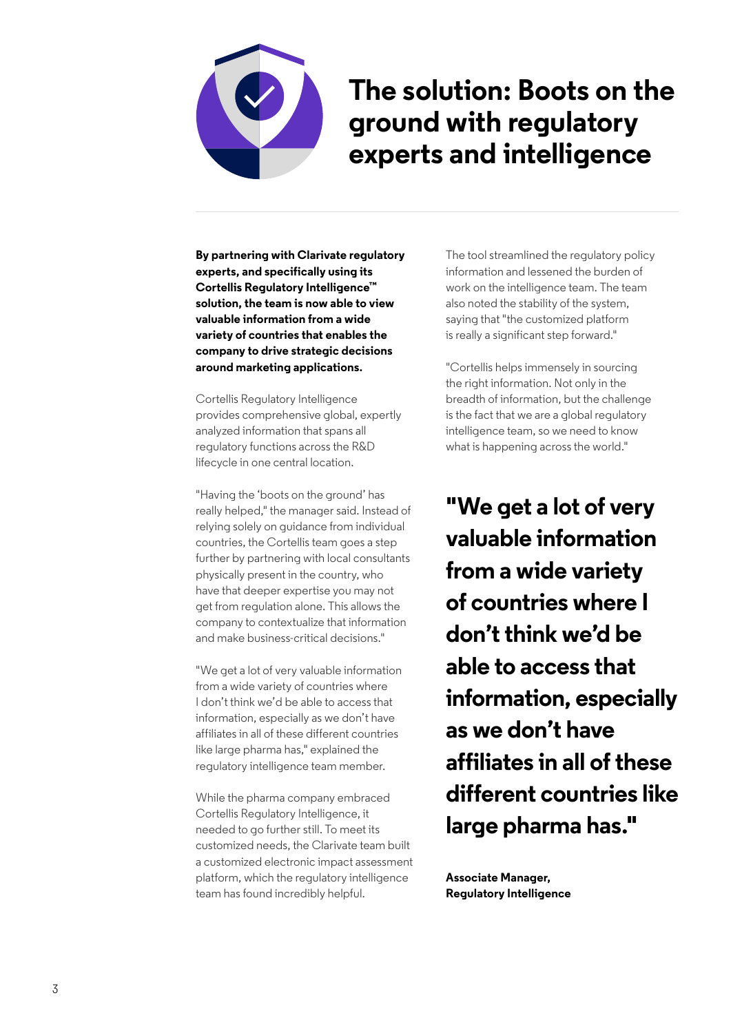# The solution: Boots on the ground with regulatory experts and intelligence

**By partnering with Clarivate regulatory experts, and specifically using its Cortellis Regulatory Intelligence™ solution, the team is now able to view valuable information from a wide variety of countries that enables the company to drive strategic decisions around marketing applications.**

Cortellis Regulatory Intelligence provides comprehensive global, expertly analyzed information that spans all regulatory functions across the R&D lifecycle in one central location.

"Having the 'boots on the ground' has really helped," the manager said. Instead of relying solely on guidance from individual countries, the Cortellis team goes a step further by partnering with local consultants physically present in the country, who have that deeper expertise you may not get from regulation alone. This allows the company to contextualize that information and make business-critical decisions."

"We get a lot of very valuable information from a wide variety of countries where I don't think we'd be able to access that information, especially as we don't have affiliates in all of these different countries like large pharma has," explained the regulatory intelligence team member.

While the pharma company embraced Cortellis Regulatory Intelligence, it needed to go further still. To meet its customized needs, the Clarivate team built a customized electronic impact assessment platform, which the regulatory intelligence team has found incredibly helpful.

The tool streamlined the regulatory policy information and lessened the burden of work on the intelligence team. The team also noted the stability of the system, saying that "the customized platform is really a significant step forward."

"Cortellis helps immensely in sourcing the right information. Not only in the breadth of information, but the challenge is the fact that we are a global regulatory intelligence team, so we need to know what is happening across the world."

## "We get a lot of very valuable information from a wide variety of countries where I don't think we'd be able to access that information, especially as we don't have affiliates in all of these different countries like large pharma has."

**Associate Manager, Regulatory Intelligence**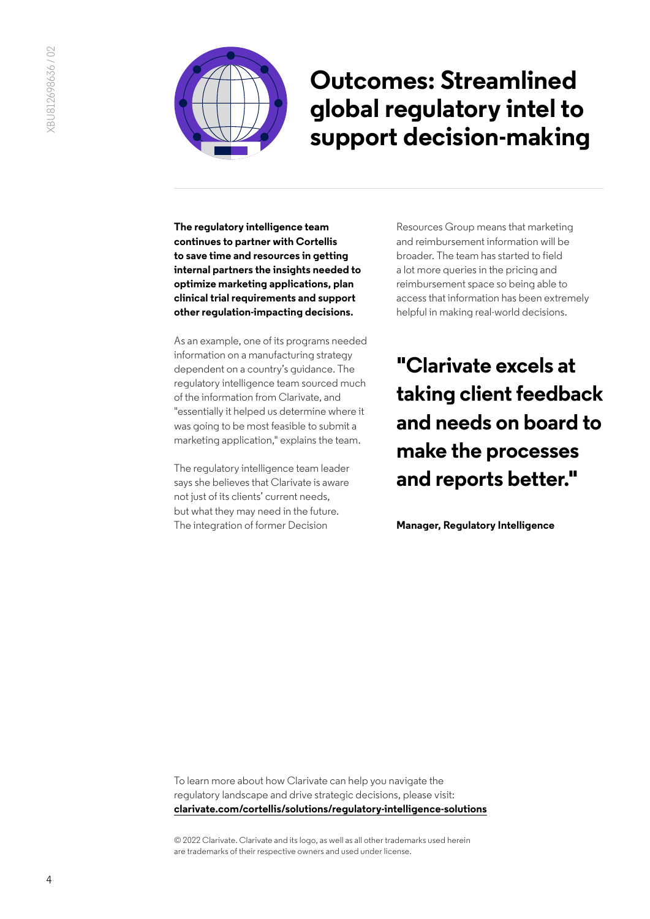# Outcomes: Streamlined global regulatory intel to support decision-making

**The regulatory intelligence team continues to partner with Cortellis to save time and resources in getting internal partners the insights needed to optimize marketing applications, plan clinical trial requirements and support other regulation-impacting decisions.**

As an example, one of its programs needed information on a manufacturing strategy dependent on a country's guidance. The regulatory intelligence team sourced much of the information from Clarivate, and "essentially it helped us determine where it was going to be most feasible to submit a marketing application," explains the team.

The regulatory intelligence team leader says she believes that Clarivate is aware not just of its clients' current needs, but what they may need in the future. The integration of former Decision Resources Group means that marketing and reimbursement information will be broader. The team has started to field a lot more queries in the pricing and reimbursement space so being able to access that information has been extremely helpful in making real-world decisions.

## "Clarivate excels at taking client feedback and needs on board to make the processes and reports better."

**Manager, Regulatory Intelligence**

To learn more about how Clarivate can help you navigate the regulatory landscape and drive strategic decisions, please visit:
**clarivate.com/cortellis/solutions/regulatory-intelligence-solutions**

© 2022 Clarivate. Clarivate and its logo, as well as all other trademarks used herein are trademarks of their respective owners and used under license.